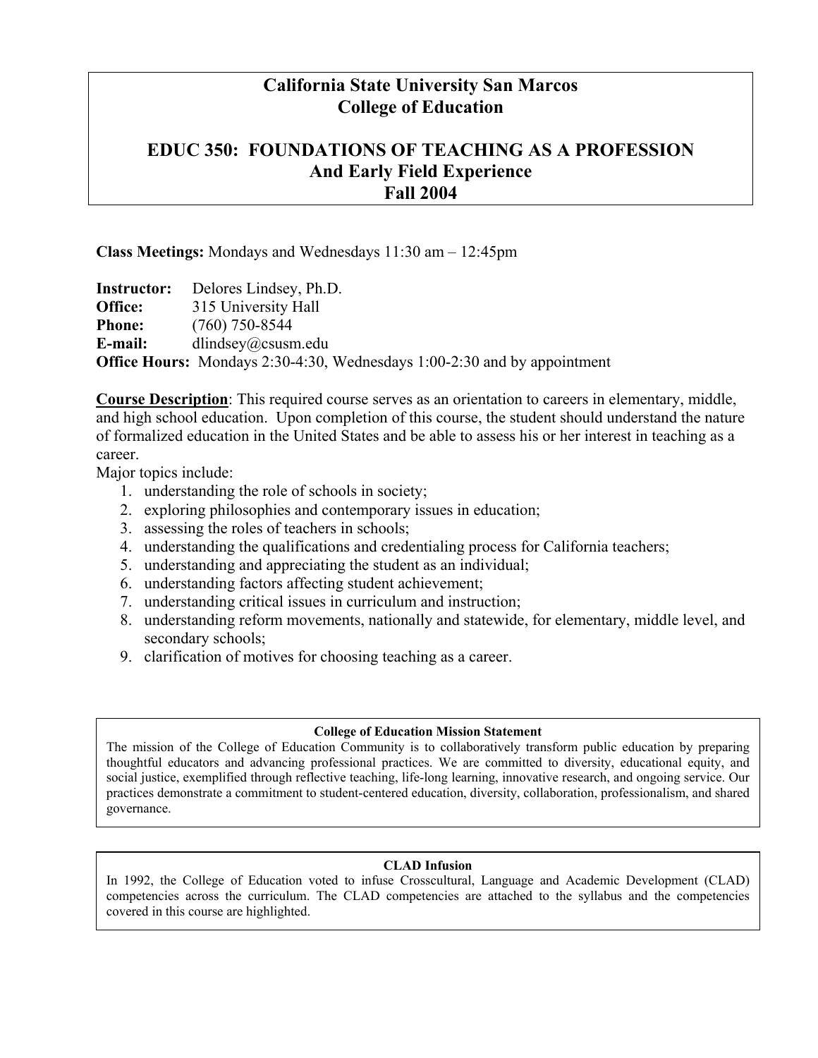# California State University San Marcos
# College of Education

## EDUC 350: FOUNDATIONS OF TEACHING AS A PROFESSION
## And Early Field Experience
## Fall 2004

**Class Meetings:** Mondays and Wednesdays 11:30 am – 12:45pm

**Instructor:** Delores Lindsey, Ph.D.
**Office:** 315 University Hall
**Phone:** (760) 750-8544
**E-mail:** dlindsey@csusm.edu
**Office Hours:** Mondays 2:30-4:30, Wednesdays 1:00-2:30 and by appointment

**Course Description**: This required course serves as an orientation to careers in elementary, middle, and high school education. Upon completion of this course, the student should understand the nature of formalized education in the United States and be able to assess his or her interest in teaching as a career.

Major topics include:

1. understanding the role of schools in society;
2. exploring philosophies and contemporary issues in education;
3. assessing the roles of teachers in schools;
4. understanding the qualifications and credentialing process for California teachers;
5. understanding and appreciating the student as an individual;
6. understanding factors affecting student achievement;
7. understanding critical issues in curriculum and instruction;
8. understanding reform movements, nationally and statewide, for elementary, middle level, and secondary schools;
9. clarification of motives for choosing teaching as a career.

**College of Education Mission Statement**

The mission of the College of Education Community is to collaboratively transform public education by preparing thoughtful educators and advancing professional practices. We are committed to diversity, educational equity, and social justice, exemplified through reflective teaching, life-long learning, innovative research, and ongoing service. Our practices demonstrate a commitment to student-centered education, diversity, collaboration, professionalism, and shared governance.

**CLAD Infusion**

In 1992, the College of Education voted to infuse Crosscultural, Language and Academic Development (CLAD) competencies across the curriculum. The CLAD competencies are attached to the syllabus and the competencies covered in this course are highlighted.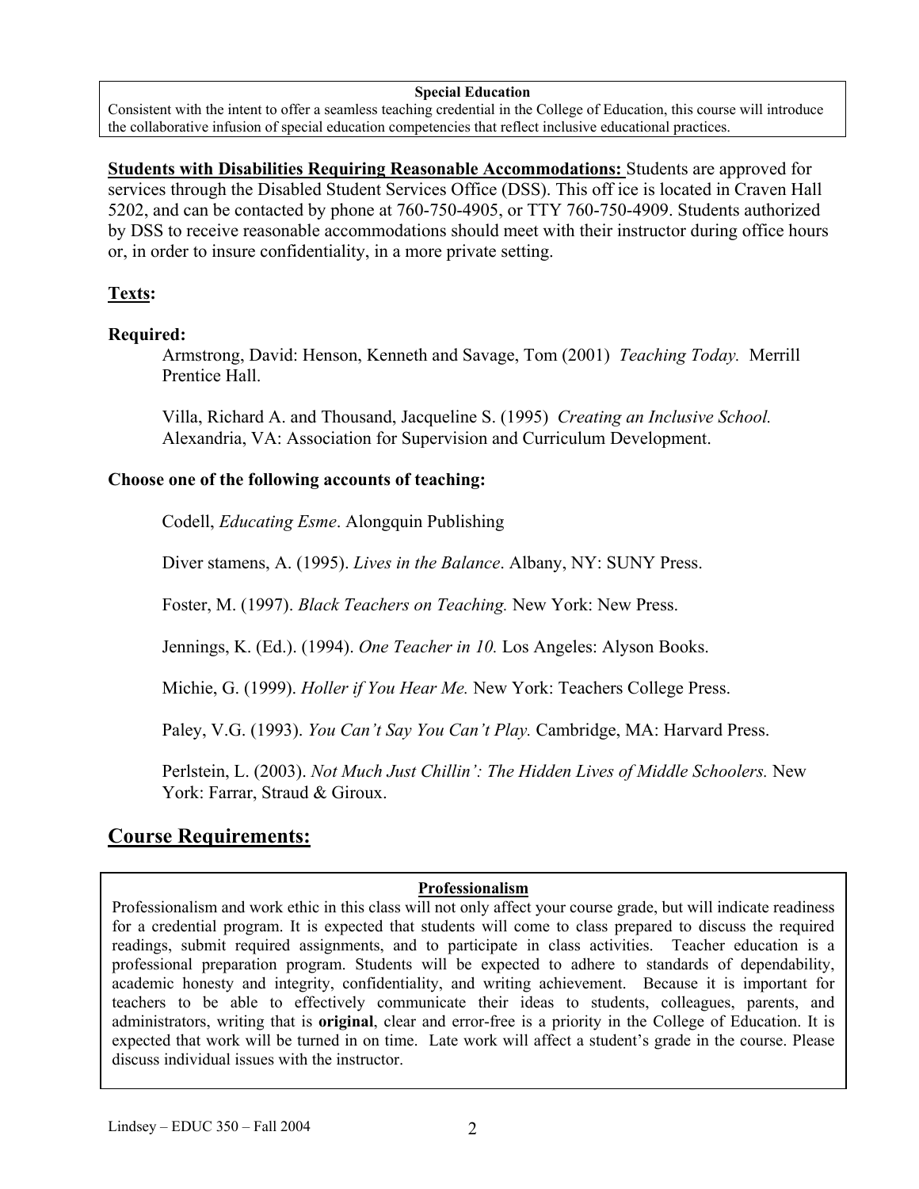**Special Education**

Consistent with the intent to offer a seamless teaching credential in the College of Education, this course will introduce the collaborative infusion of special education competencies that reflect inclusive educational practices.

**Students with Disabilities Requiring Reasonable Accommodations:** Students are approved for services through the Disabled Student Services Office (DSS). This off ice is located in Craven Hall 5202, and can be contacted by phone at 760-750-4905, or TTY 760-750-4909. Students authorized by DSS to receive reasonable accommodations should meet with their instructor during office hours or, in order to insure confidentiality, in a more private setting.

**Texts:**

**Required:**

Armstrong, David: Henson, Kenneth and Savage, Tom (2001) *Teaching Today.* Merrill Prentice Hall.

Villa, Richard A. and Thousand, Jacqueline S. (1995) *Creating an Inclusive School.* Alexandria, VA: Association for Supervision and Curriculum Development.

**Choose one of the following accounts of teaching:**

Codell, *Educating Esme*. Alongquin Publishing

Diver stamens, A. (1995). *Lives in the Balance*. Albany, NY: SUNY Press.

Foster, M. (1997). *Black Teachers on Teaching.* New York: New Press.

Jennings, K. (Ed.). (1994). *One Teacher in 10.* Los Angeles: Alyson Books.

Michie, G. (1999). *Holler if You Hear Me.* New York: Teachers College Press.

Paley, V.G. (1993). *You Can't Say You Can't Play.* Cambridge, MA: Harvard Press.

Perlstein, L. (2003). *Not Much Just Chillin': The Hidden Lives of Middle Schoolers.* New York: Farrar, Straud & Giroux.

## Course Requirements:

**Professionalism**

Professionalism and work ethic in this class will not only affect your course grade, but will indicate readiness for a credential program. It is expected that students will come to class prepared to discuss the required readings, submit required assignments, and to participate in class activities. Teacher education is a professional preparation program. Students will be expected to adhere to standards of dependability, academic honesty and integrity, confidentiality, and writing achievement. Because it is important for teachers to be able to effectively communicate their ideas to students, colleagues, parents, and administrators, writing that is **original**, clear and error-free is a priority in the College of Education. It is expected that work will be turned in on time. Late work will affect a student's grade in the course. Please discuss individual issues with the instructor.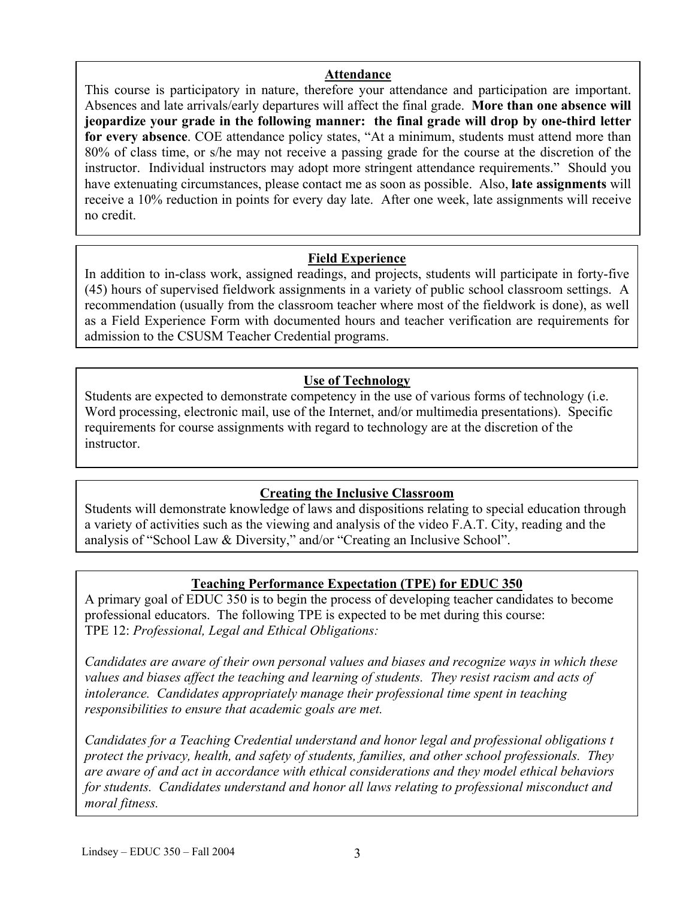## Attendance

This course is participatory in nature, therefore your attendance and participation are important. Absences and late arrivals/early departures will affect the final grade. **More than one absence will jeopardize your grade in the following manner: the final grade will drop by one-third letter for every absence**. COE attendance policy states, "At a minimum, students must attend more than 80% of class time, or s/he may not receive a passing grade for the course at the discretion of the instructor. Individual instructors may adopt more stringent attendance requirements." Should you have extenuating circumstances, please contact me as soon as possible. Also, **late assignments** will receive a 10% reduction in points for every day late. After one week, late assignments will receive no credit.

## Field Experience

In addition to in-class work, assigned readings, and projects, students will participate in forty-five (45) hours of supervised fieldwork assignments in a variety of public school classroom settings. A recommendation (usually from the classroom teacher where most of the fieldwork is done), as well as a Field Experience Form with documented hours and teacher verification are requirements for admission to the CSUSM Teacher Credential programs.

## Use of Technology

Students are expected to demonstrate competency in the use of various forms of technology (i.e. Word processing, electronic mail, use of the Internet, and/or multimedia presentations). Specific requirements for course assignments with regard to technology are at the discretion of the instructor.

## Creating the Inclusive Classroom

Students will demonstrate knowledge of laws and dispositions relating to special education through a variety of activities such as the viewing and analysis of the video F.A.T. City, reading and the analysis of "School Law & Diversity," and/or "Creating an Inclusive School".

## Teaching Performance Expectation (TPE) for EDUC 350

A primary goal of EDUC 350 is to begin the process of developing teacher candidates to become professional educators. The following TPE is expected to be met during this course:
TPE 12: *Professional, Legal and Ethical Obligations:*

*Candidates are aware of their own personal values and biases and recognize ways in which these values and biases affect the teaching and learning of students. They resist racism and acts of intolerance. Candidates appropriately manage their professional time spent in teaching responsibilities to ensure that academic goals are met.*

*Candidates for a Teaching Credential understand and honor legal and professional obligations t protect the privacy, health, and safety of students, families, and other school professionals. They are aware of and act in accordance with ethical considerations and they model ethical behaviors for students. Candidates understand and honor all laws relating to professional misconduct and moral fitness.*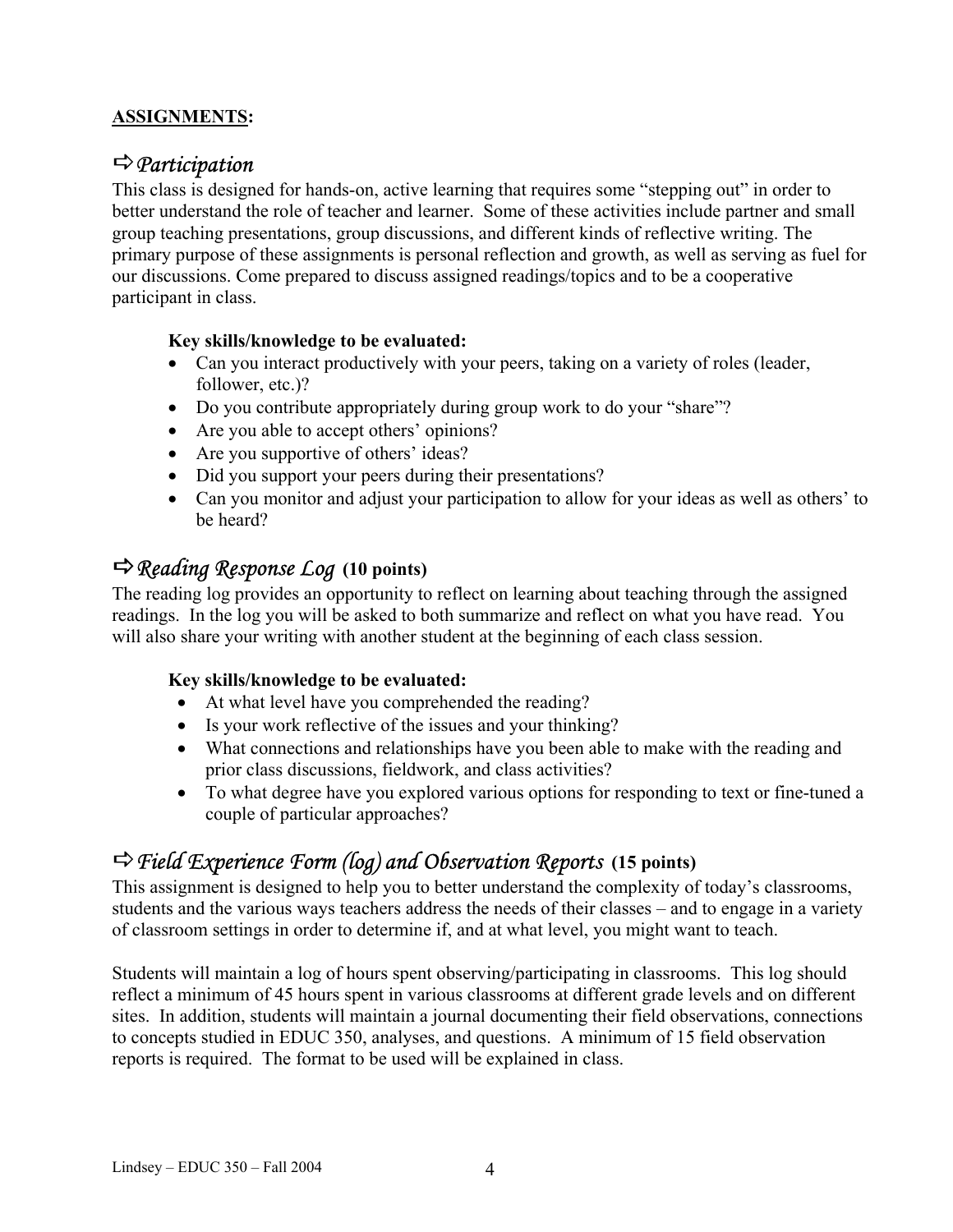## ASSIGNMENTS:

### ⇨ *Participation*

This class is designed for hands-on, active learning that requires some "stepping out" in order to better understand the role of teacher and learner. Some of these activities include partner and small group teaching presentations, group discussions, and different kinds of reflective writing. The primary purpose of these assignments is personal reflection and growth, as well as serving as fuel for our discussions. Come prepared to discuss assigned readings/topics and to be a cooperative participant in class.

**Key skills/knowledge to be evaluated:**

- Can you interact productively with your peers, taking on a variety of roles (leader, follower, etc.)?
- Do you contribute appropriately during group work to do your "share"?
- Are you able to accept others' opinions?
- Are you supportive of others' ideas?
- Did you support your peers during their presentations?
- Can you monitor and adjust your participation to allow for your ideas as well as others' to be heard?

### ⇨ *Reading Response Log* **(10 points)**

The reading log provides an opportunity to reflect on learning about teaching through the assigned readings. In the log you will be asked to both summarize and reflect on what you have read. You will also share your writing with another student at the beginning of each class session.

**Key skills/knowledge to be evaluated:**

- At what level have you comprehended the reading?
- Is your work reflective of the issues and your thinking?
- What connections and relationships have you been able to make with the reading and prior class discussions, fieldwork, and class activities?
- To what degree have you explored various options for responding to text or fine-tuned a couple of particular approaches?

### ⇨ *Field Experience Form (log) and Observation Reports* **(15 points)**

This assignment is designed to help you to better understand the complexity of today's classrooms, students and the various ways teachers address the needs of their classes – and to engage in a variety of classroom settings in order to determine if, and at what level, you might want to teach.

Students will maintain a log of hours spent observing/participating in classrooms. This log should reflect a minimum of 45 hours spent in various classrooms at different grade levels and on different sites. In addition, students will maintain a journal documenting their field observations, connections to concepts studied in EDUC 350, analyses, and questions. A minimum of 15 field observation reports is required. The format to be used will be explained in class.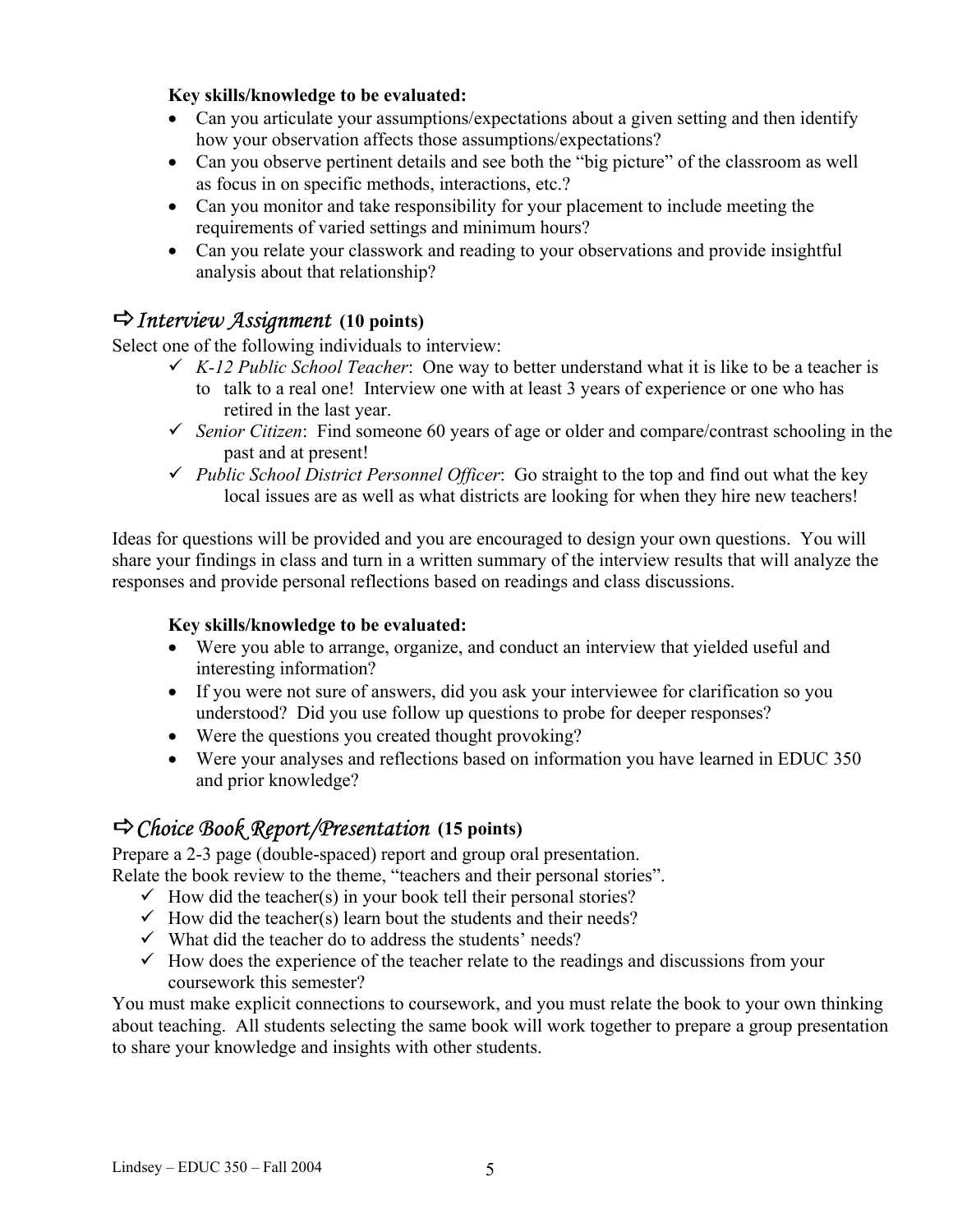**Key skills/knowledge to be evaluated:**

- Can you articulate your assumptions/expectations about a given setting and then identify how your observation affects those assumptions/expectations?
- Can you observe pertinent details and see both the "big picture" of the classroom as well as focus in on specific methods, interactions, etc.?
- Can you monitor and take responsibility for your placement to include meeting the requirements of varied settings and minimum hours?
- Can you relate your classwork and reading to your observations and provide insightful analysis about that relationship?

## ⇨ *Interview Assignment* (10 points)

Select one of the following individuals to interview:

- ✓ *K-12 Public School Teacher*: One way to better understand what it is like to be a teacher is to talk to a real one! Interview one with at least 3 years of experience or one who has retired in the last year.
- ✓ *Senior Citizen*: Find someone 60 years of age or older and compare/contrast schooling in the past and at present!
- ✓ *Public School District Personnel Officer*: Go straight to the top and find out what the key local issues are as well as what districts are looking for when they hire new teachers!

Ideas for questions will be provided and you are encouraged to design your own questions. You will share your findings in class and turn in a written summary of the interview results that will analyze the responses and provide personal reflections based on readings and class discussions.

**Key skills/knowledge to be evaluated:**

- Were you able to arrange, organize, and conduct an interview that yielded useful and interesting information?
- If you were not sure of answers, did you ask your interviewee for clarification so you understood? Did you use follow up questions to probe for deeper responses?
- Were the questions you created thought provoking?
- Were your analyses and reflections based on information you have learned in EDUC 350 and prior knowledge?

## ⇨ *Choice Book Report/Presentation* (15 points)

Prepare a 2-3 page (double-spaced) report and group oral presentation.
Relate the book review to the theme, "teachers and their personal stories".

- ✓ How did the teacher(s) in your book tell their personal stories?
- ✓ How did the teacher(s) learn bout the students and their needs?
- ✓ What did the teacher do to address the students' needs?
- ✓ How does the experience of the teacher relate to the readings and discussions from your coursework this semester?

You must make explicit connections to coursework, and you must relate the book to your own thinking about teaching. All students selecting the same book will work together to prepare a group presentation to share your knowledge and insights with other students.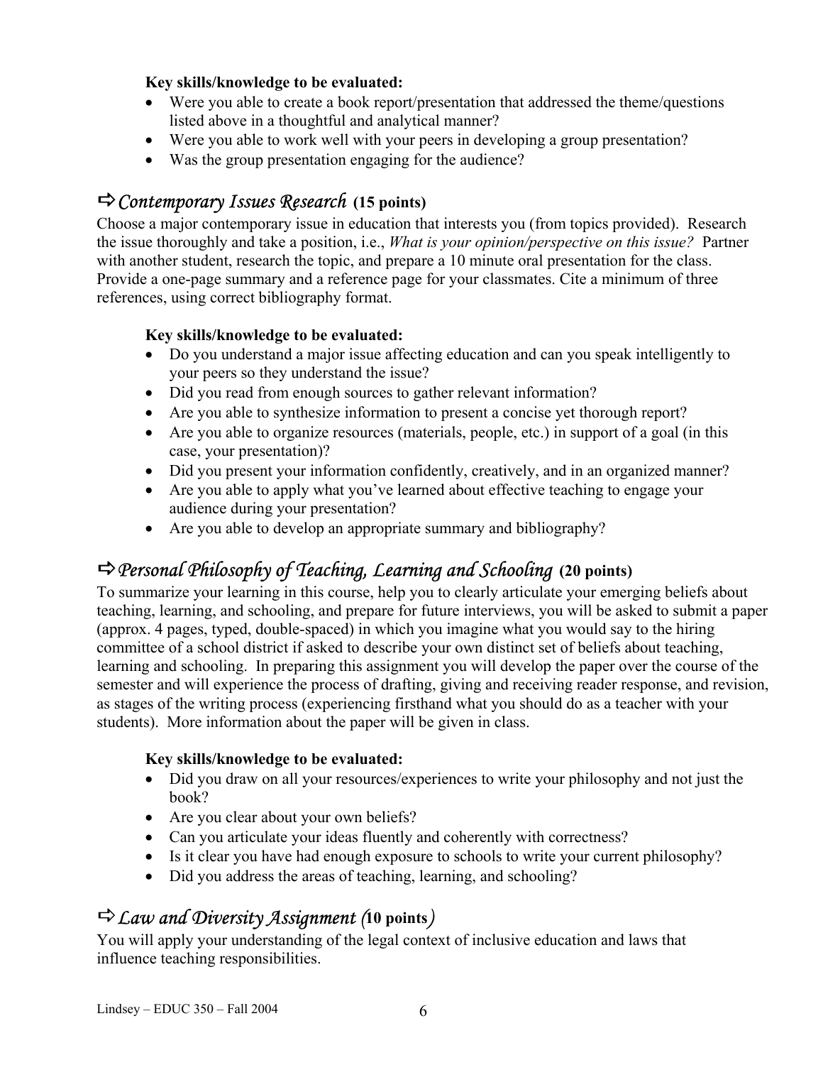**Key skills/knowledge to be evaluated:**

- Were you able to create a book report/presentation that addressed the theme/questions listed above in a thoughtful and analytical manner?
- Were you able to work well with your peers in developing a group presentation?
- Was the group presentation engaging for the audience?

## ⇨ *Contemporary Issues Research* (15 points)

Choose a major contemporary issue in education that interests you (from topics provided). Research the issue thoroughly and take a position, i.e., *What is your opinion/perspective on this issue?* Partner with another student, research the topic, and prepare a 10 minute oral presentation for the class. Provide a one-page summary and a reference page for your classmates. Cite a minimum of three references, using correct bibliography format.

**Key skills/knowledge to be evaluated:**

- Do you understand a major issue affecting education and can you speak intelligently to your peers so they understand the issue?
- Did you read from enough sources to gather relevant information?
- Are you able to synthesize information to present a concise yet thorough report?
- Are you able to organize resources (materials, people, etc.) in support of a goal (in this case, your presentation)?
- Did you present your information confidently, creatively, and in an organized manner?
- Are you able to apply what you've learned about effective teaching to engage your audience during your presentation?
- Are you able to develop an appropriate summary and bibliography?

## ⇨ *Personal Philosophy of Teaching, Learning and Schooling* (20 points)

To summarize your learning in this course, help you to clearly articulate your emerging beliefs about teaching, learning, and schooling, and prepare for future interviews, you will be asked to submit a paper (approx. 4 pages, typed, double-spaced) in which you imagine what you would say to the hiring committee of a school district if asked to describe your own distinct set of beliefs about teaching, learning and schooling. In preparing this assignment you will develop the paper over the course of the semester and will experience the process of drafting, giving and receiving reader response, and revision, as stages of the writing process (experiencing firsthand what you should do as a teacher with your students). More information about the paper will be given in class.

**Key skills/knowledge to be evaluated:**

- Did you draw on all your resources/experiences to write your philosophy and not just the book?
- Are you clear about your own beliefs?
- Can you articulate your ideas fluently and coherently with correctness?
- Is it clear you have had enough exposure to schools to write your current philosophy?
- Did you address the areas of teaching, learning, and schooling?

## ⇨ *Law and Diversity Assignment (*10 points*)*

You will apply your understanding of the legal context of inclusive education and laws that influence teaching responsibilities.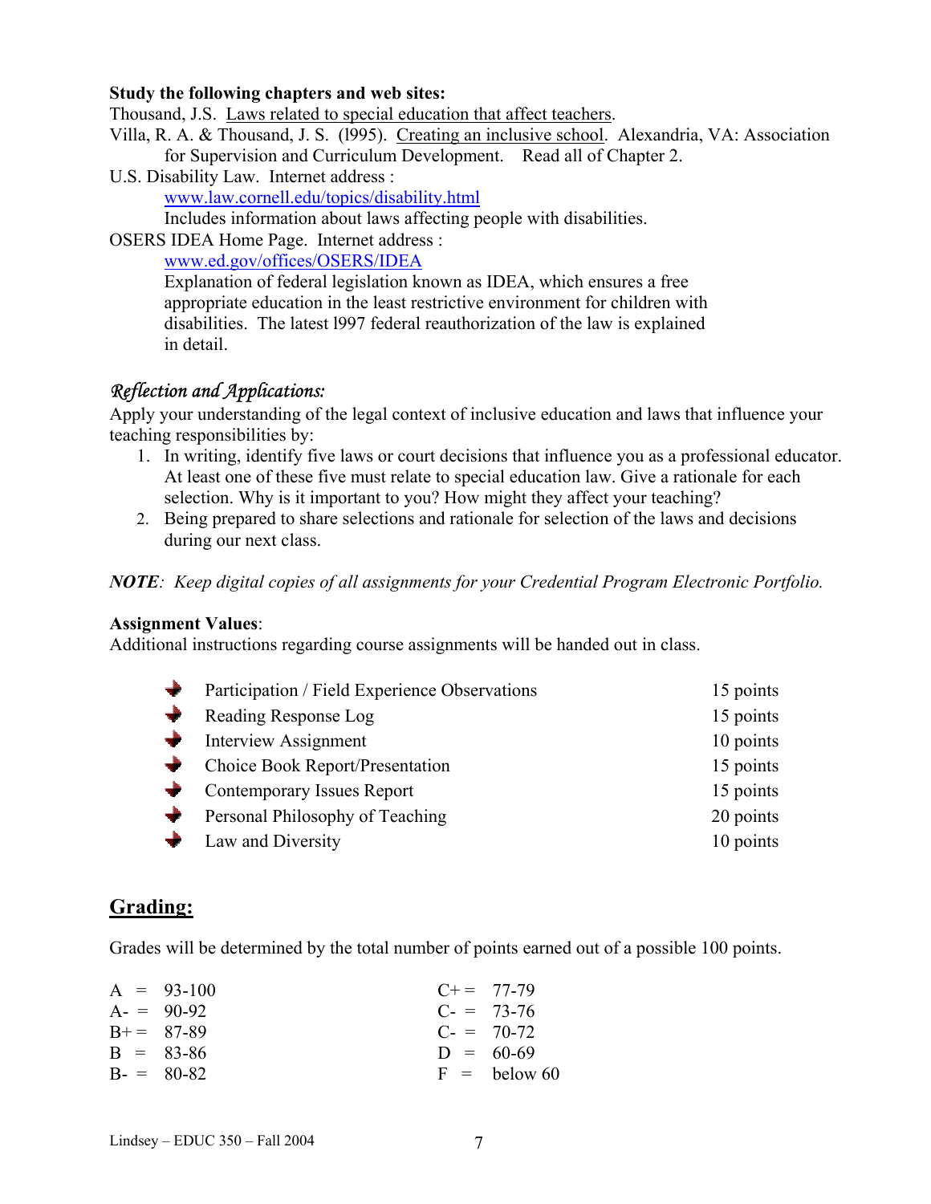**Study the following chapters and web sites:**

Thousand, J.S. Laws related to special education that affect teachers.

Villa, R. A. & Thousand, J. S. (l995). Creating an inclusive school. Alexandria, VA: Association for Supervision and Curriculum Development. Read all of Chapter 2.

U.S. Disability Law. Internet address :
www.law.cornell.edu/topics/disability.html
Includes information about laws affecting people with disabilities.

OSERS IDEA Home Page. Internet address :
www.ed.gov/offices/OSERS/IDEA
Explanation of federal legislation known as IDEA, which ensures a free appropriate education in the least restrictive environment for children with disabilities. The latest l997 federal reauthorization of the law is explained in detail.

### *Reflection and Applications:*

Apply your understanding of the legal context of inclusive education and laws that influence your teaching responsibilities by:

1. In writing, identify five laws or court decisions that influence you as a professional educator. At least one of these five must relate to special education law. Give a rationale for each selection. Why is it important to you? How might they affect your teaching?
2. Being prepared to share selections and rationale for selection of the laws and decisions during our next class.

***NOTE**: Keep digital copies of all assignments for your Credential Program Electronic Portfolio.*

**Assignment Values**:
Additional instructions regarding course assignments will be handed out in class.

- Participation / Field Experience Observations — 15 points
- Reading Response Log — 15 points
- Interview Assignment — 10 points
- Choice Book Report/Presentation — 15 points
- Contemporary Issues Report — 15 points
- Personal Philosophy of Teaching — 20 points
- Law and Diversity — 10 points

## Grading:

Grades will be determined by the total number of points earned out of a possible 100 points.

A = 93-100
A- = 90-92
B+ = 87-89
B = 83-86
B- = 80-82
C+ = 77-79
C- = 73-76
C- = 70-72
D = 60-69
F = below 60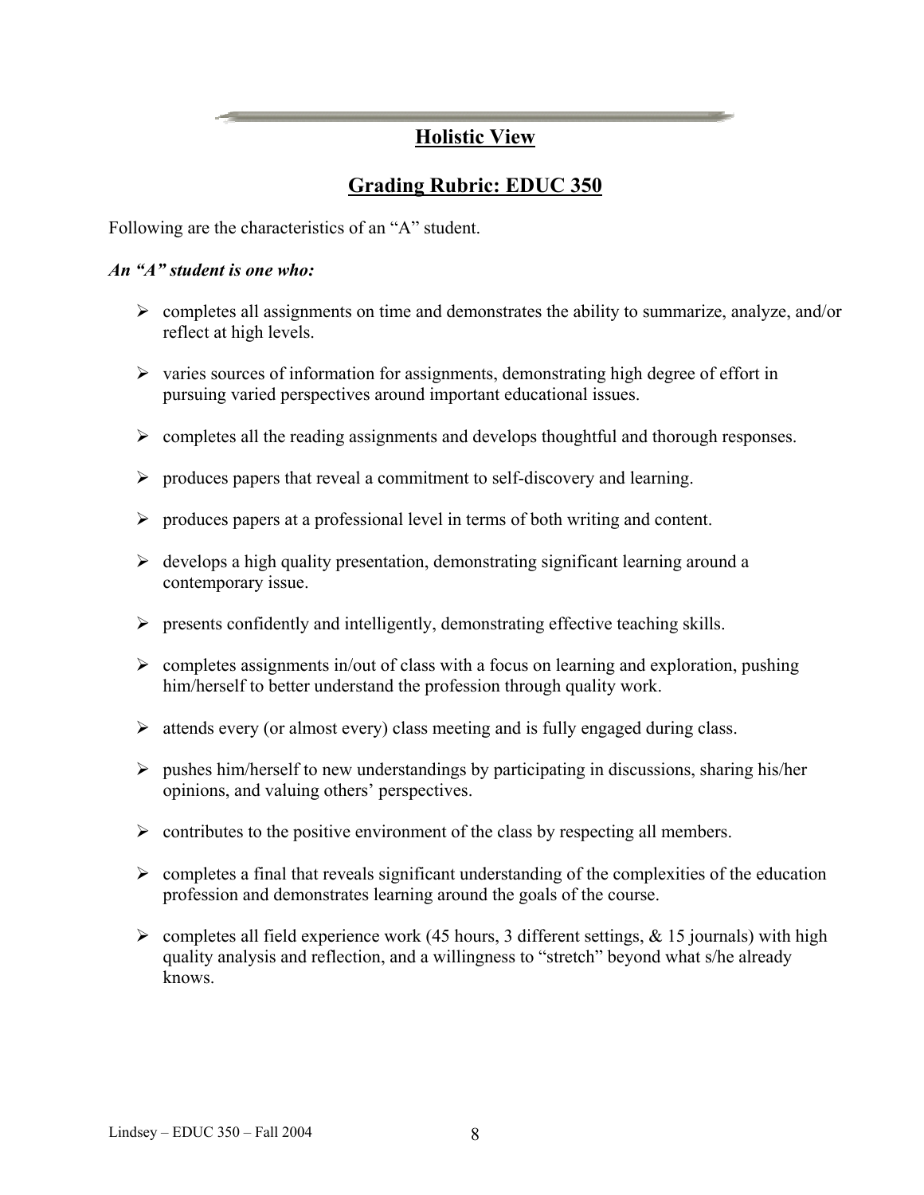## Holistic View

## Grading Rubric: EDUC 350

Following are the characteristics of an "A" student.

***An "A" student is one who:***

- completes all assignments on time and demonstrates the ability to summarize, analyze, and/or reflect at high levels.
- varies sources of information for assignments, demonstrating high degree of effort in pursuing varied perspectives around important educational issues.
- completes all the reading assignments and develops thoughtful and thorough responses.
- produces papers that reveal a commitment to self-discovery and learning.
- produces papers at a professional level in terms of both writing and content.
- develops a high quality presentation, demonstrating significant learning around a contemporary issue.
- presents confidently and intelligently, demonstrating effective teaching skills.
- completes assignments in/out of class with a focus on learning and exploration, pushing him/herself to better understand the profession through quality work.
- attends every (or almost every) class meeting and is fully engaged during class.
- pushes him/herself to new understandings by participating in discussions, sharing his/her opinions, and valuing others' perspectives.
- contributes to the positive environment of the class by respecting all members.
- completes a final that reveals significant understanding of the complexities of the education profession and demonstrates learning around the goals of the course.
- completes all field experience work (45 hours, 3 different settings, & 15 journals) with high quality analysis and reflection, and a willingness to "stretch" beyond what s/he already knows.